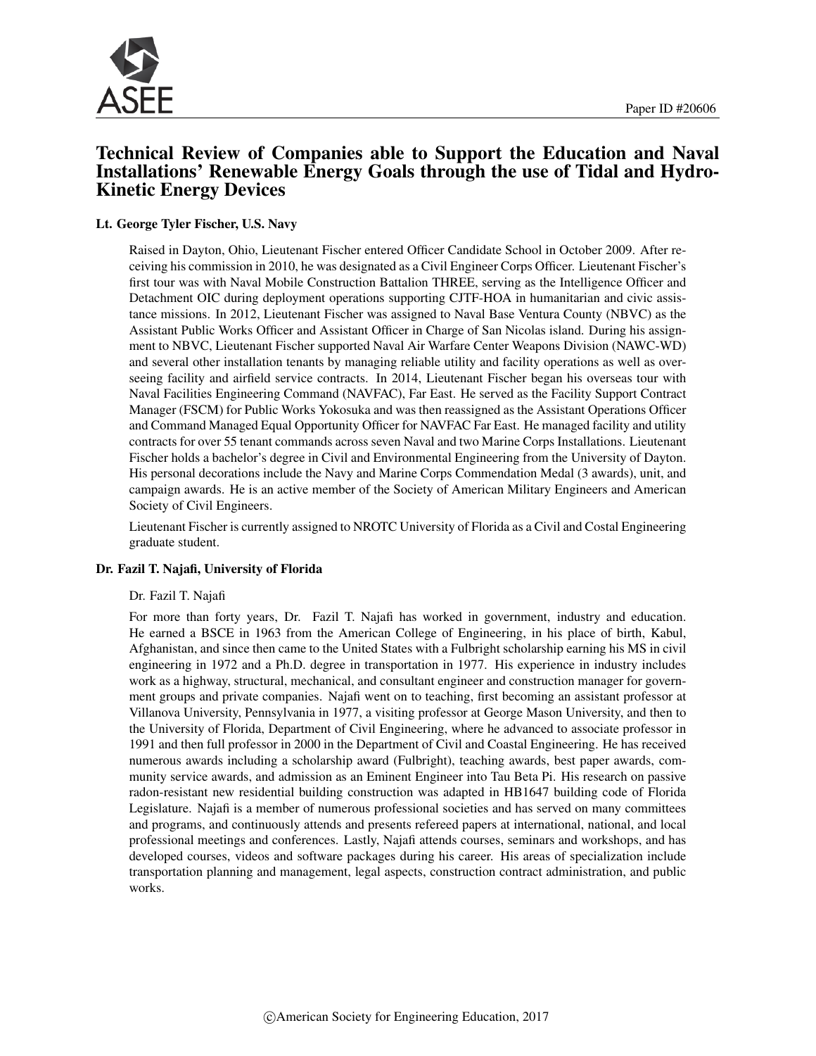Paper ID #20606

# Technical Review of Companies able to Support the Education and Naval Installations' Renewable Energy Goals through the use of Tidal and Hydro-Kinetic Energy Devices

### Lt. George Tyler Fischer, U.S. Navy

Raised in Dayton, Ohio, Lieutenant Fischer entered Officer Candidate School in October 2009. After receiving his commission in 2010, he was designated as a Civil Engineer Corps Officer. Lieutenant Fischer's first tour was with Naval Mobile Construction Battalion THREE, serving as the Intelligence Officer and Detachment OIC during deployment operations supporting CJTF-HOA in humanitarian and civic assistance missions. In 2012, Lieutenant Fischer was assigned to Naval Base Ventura County (NBVC) as the Assistant Public Works Officer and Assistant Officer in Charge of San Nicolas island. During his assignment to NBVC, Lieutenant Fischer supported Naval Air Warfare Center Weapons Division (NAWC-WD) and several other installation tenants by managing reliable utility and facility operations as well as overseeing facility and airfield service contracts. In 2014, Lieutenant Fischer began his overseas tour with Naval Facilities Engineering Command (NAVFAC), Far East. He served as the Facility Support Contract Manager (FSCM) for Public Works Yokosuka and was then reassigned as the Assistant Operations Officer and Command Managed Equal Opportunity Officer for NAVFAC Far East. He managed facility and utility contracts for over 55 tenant commands across seven Naval and two Marine Corps Installations. Lieutenant Fischer holds a bachelor's degree in Civil and Environmental Engineering from the University of Dayton. His personal decorations include the Navy and Marine Corps Commendation Medal (3 awards), unit, and campaign awards. He is an active member of the Society of American Military Engineers and American Society of Civil Engineers.

Lieutenant Fischer is currently assigned to NROTC University of Florida as a Civil and Costal Engineering graduate student.

### Dr. Fazil T. Najafi, University of Florida

Dr. Fazil T. Najafi

For more than forty years, Dr. Fazil T. Najafi has worked in government, industry and education. He earned a BSCE in 1963 from the American College of Engineering, in his place of birth, Kabul, Afghanistan, and since then came to the United States with a Fulbright scholarship earning his MS in civil engineering in 1972 and a Ph.D. degree in transportation in 1977. His experience in industry includes work as a highway, structural, mechanical, and consultant engineer and construction manager for government groups and private companies. Najafi went on to teaching, first becoming an assistant professor at Villanova University, Pennsylvania in 1977, a visiting professor at George Mason University, and then to the University of Florida, Department of Civil Engineering, where he advanced to associate professor in 1991 and then full professor in 2000 in the Department of Civil and Coastal Engineering. He has received numerous awards including a scholarship award (Fulbright), teaching awards, best paper awards, community service awards, and admission as an Eminent Engineer into Tau Beta Pi. His research on passive radon-resistant new residential building construction was adapted in HB1647 building code of Florida Legislature. Najafi is a member of numerous professional societies and has served on many committees and programs, and continuously attends and presents refereed papers at international, national, and local professional meetings and conferences. Lastly, Najafi attends courses, seminars and workshops, and has developed courses, videos and software packages during his career. His areas of specialization include transportation planning and management, legal aspects, construction contract administration, and public works.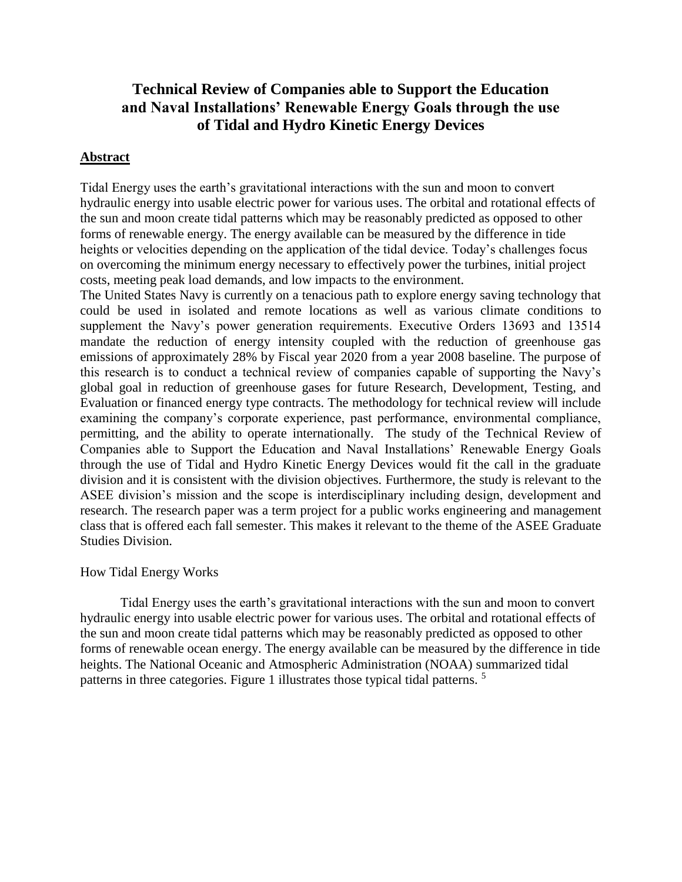# Technical Review of Companies able to Support the Education and Naval Installations' Renewable Energy Goals through the use of Tidal and Hydro Kinetic Energy Devices

## Abstract

Tidal Energy uses the earth's gravitational interactions with the sun and moon to convert hydraulic energy into usable electric power for various uses. The orbital and rotational effects of the sun and moon create tidal patterns which may be reasonably predicted as opposed to other forms of renewable energy. The energy available can be measured by the difference in tide heights or velocities depending on the application of the tidal device. Today's challenges focus on overcoming the minimum energy necessary to effectively power the turbines, initial project costs, meeting peak load demands, and low impacts to the environment.

The United States Navy is currently on a tenacious path to explore energy saving technology that could be used in isolated and remote locations as well as various climate conditions to supplement the Navy's power generation requirements. Executive Orders 13693 and 13514 mandate the reduction of energy intensity coupled with the reduction of greenhouse gas emissions of approximately 28% by Fiscal year 2020 from a year 2008 baseline. The purpose of this research is to conduct a technical review of companies capable of supporting the Navy's global goal in reduction of greenhouse gases for future Research, Development, Testing, and Evaluation or financed energy type contracts. The methodology for technical review will include examining the company's corporate experience, past performance, environmental compliance, permitting, and the ability to operate internationally. The study of the Technical Review of Companies able to Support the Education and Naval Installations' Renewable Energy Goals through the use of Tidal and Hydro Kinetic Energy Devices would fit the call in the graduate division and it is consistent with the division objectives. Furthermore, the study is relevant to the ASEE division's mission and the scope is interdisciplinary including design, development and research. The research paper was a term project for a public works engineering and management class that is offered each fall semester. This makes it relevant to the theme of the ASEE Graduate Studies Division.

### How Tidal Energy Works

Tidal Energy uses the earth's gravitational interactions with the sun and moon to convert hydraulic energy into usable electric power for various uses. The orbital and rotational effects of the sun and moon create tidal patterns which may be reasonably predicted as opposed to other forms of renewable ocean energy. The energy available can be measured by the difference in tide heights. The National Oceanic and Atmospheric Administration (NOAA) summarized tidal patterns in three categories. Figure 1 illustrates those typical tidal patterns. [5]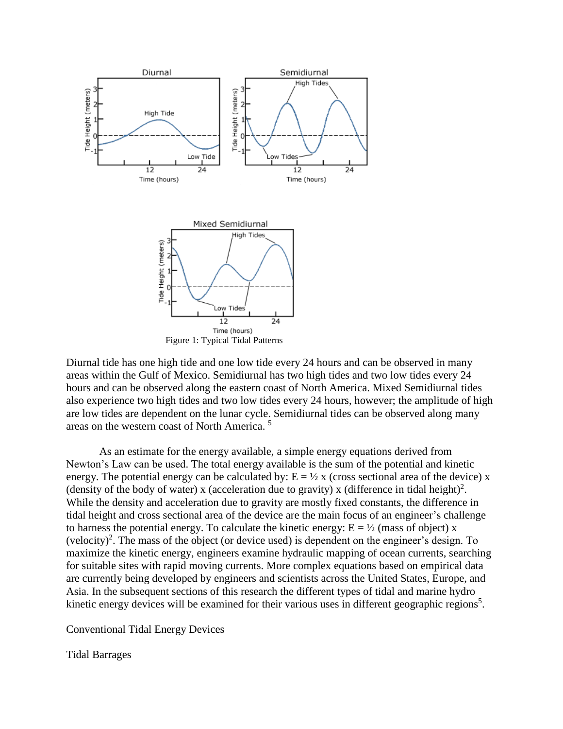Figure 1: Typical Tidal Patterns

Diurnal tide has one high tide and one low tide every 24 hours and can be observed in many areas within the Gulf of Mexico. Semidiurnal has two high tides and two low tides every 24 hours and can be observed along the eastern coast of North America. Mixed Semidiurnal tides also experience two high tides and two low tides every 24 hours, however; the amplitude of high are low tides are dependent on the lunar cycle. Semidiurnal tides can be observed along many areas on the western coast of North America. [5]

As an estimate for the energy available, a simple energy equations derived from Newton's Law can be used. The total energy available is the sum of the potential and kinetic energy. The potential energy can be calculated by: E = ½ x (cross sectional area of the device) x (density of the body of water) x (acceleration due to gravity) x (difference in tidal height)$^2$. While the density and acceleration due to gravity are mostly fixed constants, the difference in tidal height and cross sectional area of the device are the main focus of an engineer's challenge to harness the potential energy. To calculate the kinetic energy: E = ½ (mass of object) x (velocity)$^2$. The mass of the object (or device used) is dependent on the engineer's design. To maximize the kinetic energy, engineers examine hydraulic mapping of ocean currents, searching for suitable sites with rapid moving currents. More complex equations based on empirical data are currently being developed by engineers and scientists across the United States, Europe, and Asia. In the subsequent sections of this research the different types of tidal and marine hydro kinetic energy devices will be examined for their various uses in different geographic regions[5].

## Conventional Tidal Energy Devices

### Tidal Barrages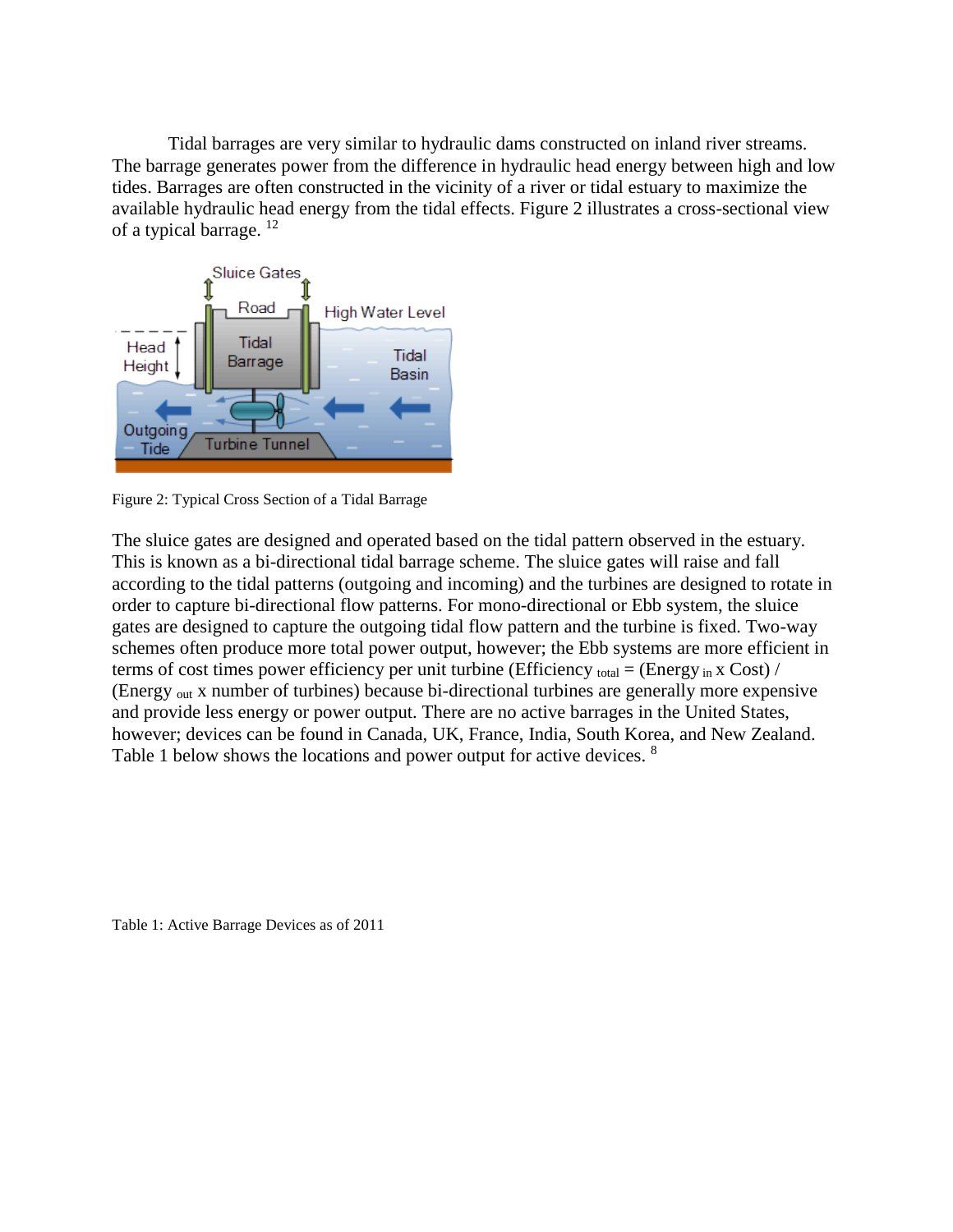Tidal barrages are very similar to hydraulic dams constructed on inland river streams. The barrage generates power from the difference in hydraulic head energy between high and low tides. Barrages are often constructed in the vicinity of a river or tidal estuary to maximize the available hydraulic head energy from the tidal effects. Figure 2 illustrates a cross-sectional view of a typical barrage. [12]

Figure 2: Typical Cross Section of a Tidal Barrage

The sluice gates are designed and operated based on the tidal pattern observed in the estuary. This is known as a bi-directional tidal barrage scheme. The sluice gates will raise and fall according to the tidal patterns (outgoing and incoming) and the turbines are designed to rotate in order to capture bi-directional flow patterns. For mono-directional or Ebb system, the sluice gates are designed to capture the outgoing tidal flow pattern and the turbine is fixed. Two-way schemes often produce more total power output, however; the Ebb systems are more efficient in terms of cost times power efficiency per unit turbine (Efficiency $_{total}$ = (Energy $_{in}$ x Cost) / (Energy $_{out}$ x number of turbines) because bi-directional turbines are generally more expensive and provide less energy or power output. There are no active barrages in the United States, however; devices can be found in Canada, UK, France, India, South Korea, and New Zealand. Table 1 below shows the locations and power output for active devices. [8]

Table 1: Active Barrage Devices as of 2011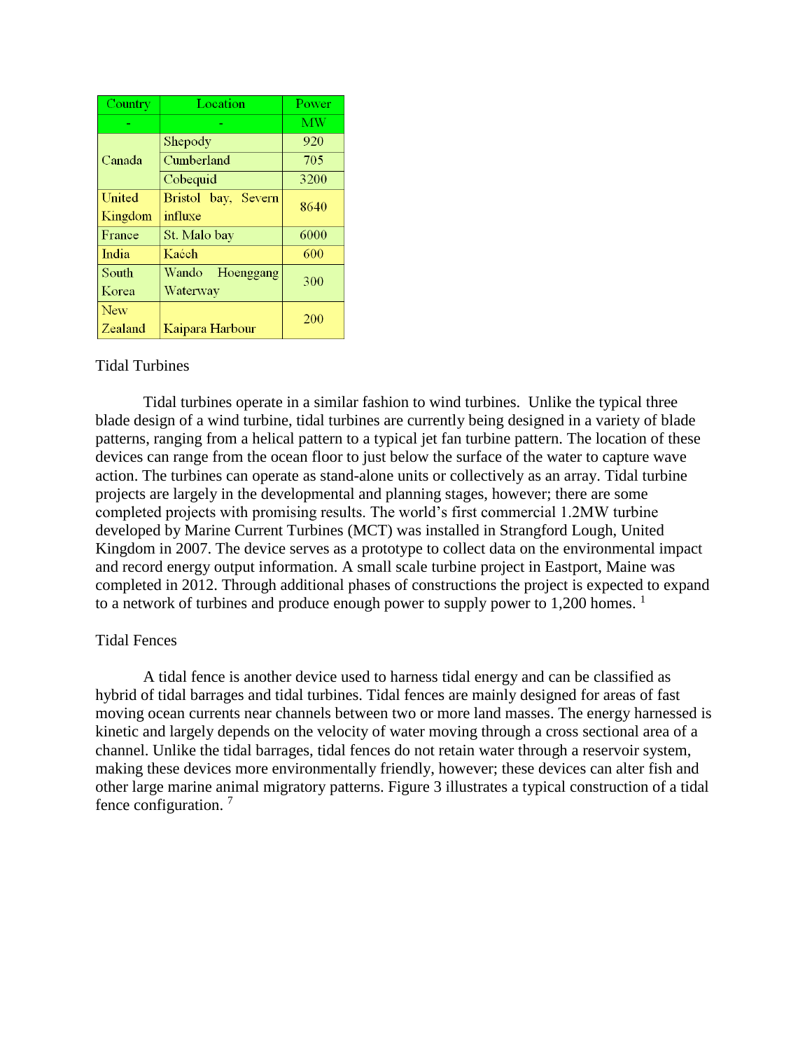| Country | Location | Power |
|---|---|---|
| - | - | MW |
| Canada | Shepody | 920 |
| | Cumberland | 705 |
| | Cobequid | 3200 |
| United Kingdom | Bristol bay, Severn influxe | 8640 |
| France | St. Malo bay | 6000 |
| India | Kaćch | 600 |
| South Korea | Wando Hoenggang Waterway | 300 |
| New Zealand | Kaipara Harbour | 200 |

Tidal Turbines

Tidal turbines operate in a similar fashion to wind turbines. Unlike the typical three blade design of a wind turbine, tidal turbines are currently being designed in a variety of blade patterns, ranging from a helical pattern to a typical jet fan turbine pattern. The location of these devices can range from the ocean floor to just below the surface of the water to capture wave action. The turbines can operate as stand-alone units or collectively as an array. Tidal turbine projects are largely in the developmental and planning stages, however; there are some completed projects with promising results. The world's first commercial 1.2MW turbine developed by Marine Current Turbines (MCT) was installed in Strangford Lough, United Kingdom in 2007. The device serves as a prototype to collect data on the environmental impact and record energy output information. A small scale turbine project in Eastport, Maine was completed in 2012. Through additional phases of constructions the project is expected to expand to a network of turbines and produce enough power to supply power to 1,200 homes. [1]

Tidal Fences

A tidal fence is another device used to harness tidal energy and can be classified as hybrid of tidal barrages and tidal turbines. Tidal fences are mainly designed for areas of fast moving ocean currents near channels between two or more land masses. The energy harnessed is kinetic and largely depends on the velocity of water moving through a cross sectional area of a channel. Unlike the tidal barrages, tidal fences do not retain water through a reservoir system, making these devices more environmentally friendly, however; these devices can alter fish and other large marine animal migratory patterns. Figure 3 illustrates a typical construction of a tidal fence configuration. [7]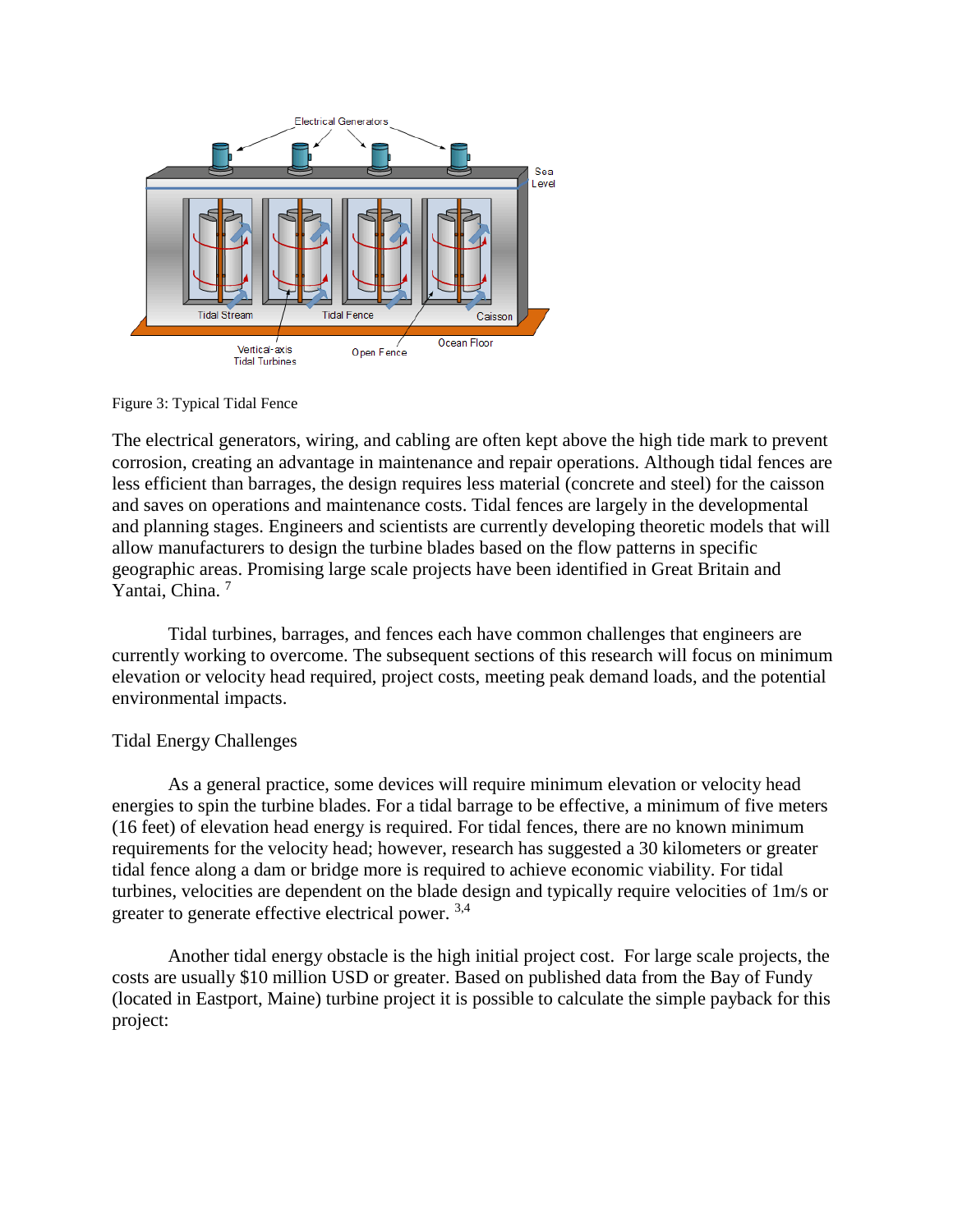Figure 3: Typical Tidal Fence

The electrical generators, wiring, and cabling are often kept above the high tide mark to prevent corrosion, creating an advantage in maintenance and repair operations. Although tidal fences are less efficient than barrages, the design requires less material (concrete and steel) for the caisson and saves on operations and maintenance costs. Tidal fences are largely in the developmental and planning stages. Engineers and scientists are currently developing theoretic models that will allow manufacturers to design the turbine blades based on the flow patterns in specific geographic areas. Promising large scale projects have been identified in Great Britain and Yantai, China. [7]

Tidal turbines, barrages, and fences each have common challenges that engineers are currently working to overcome. The subsequent sections of this research will focus on minimum elevation or velocity head required, project costs, meeting peak demand loads, and the potential environmental impacts.

## Tidal Energy Challenges

As a general practice, some devices will require minimum elevation or velocity head energies to spin the turbine blades. For a tidal barrage to be effective, a minimum of five meters (16 feet) of elevation head energy is required. For tidal fences, there are no known minimum requirements for the velocity head; however, research has suggested a 30 kilometers or greater tidal fence along a dam or bridge more is required to achieve economic viability. For tidal turbines, velocities are dependent on the blade design and typically require velocities of 1m/s or greater to generate effective electrical power. [3,4]

Another tidal energy obstacle is the high initial project cost. For large scale projects, the costs are usually $10 million USD or greater. Based on published data from the Bay of Fundy (located in Eastport, Maine) turbine project it is possible to calculate the simple payback for this project: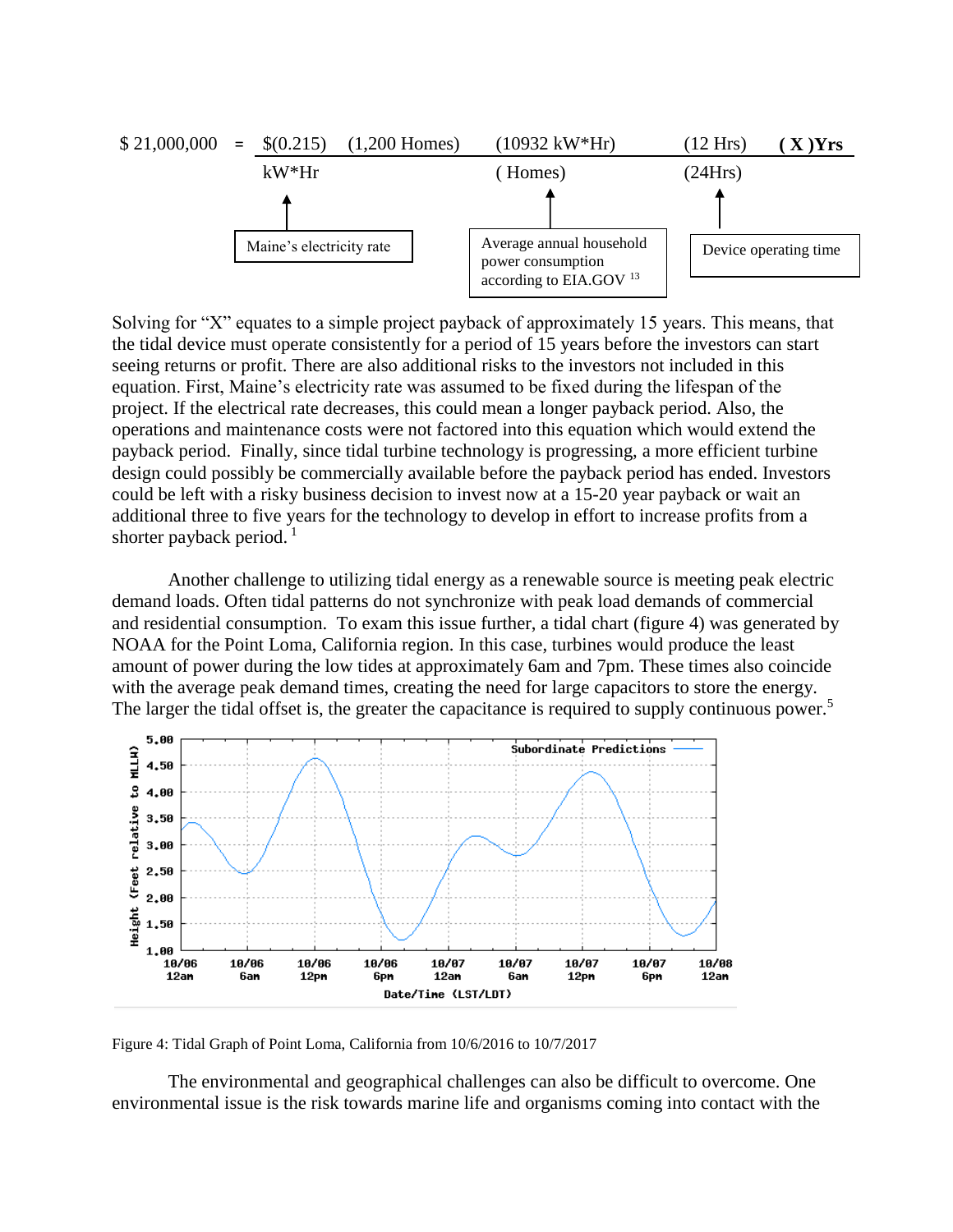$$\$\,21{,}000{,}000 = \frac{\$(0.215)}{kW*Hr}\,(1{,}200\ \text{Homes})\,\frac{(10932\ kW*Hr)}{(\text{Homes})}\,\frac{(12\ \text{Hrs})}{(24\ \text{Hrs})}\,(\mathbf{X})\,\mathbf{Yrs}$$

- Maine's electricity rate
- Average annual household power consumption according to EIA.GOV [13]
- Device operating time

Solving for "X" equates to a simple project payback of approximately 15 years. This means, that the tidal device must operate consistently for a period of 15 years before the investors can start seeing returns or profit. There are also additional risks to the investors not included in this equation. First, Maine's electricity rate was assumed to be fixed during the lifespan of the project. If the electrical rate decreases, this could mean a longer payback period. Also, the operations and maintenance costs were not factored into this equation which would extend the payback period. Finally, since tidal turbine technology is progressing, a more efficient turbine design could possibly be commercially available before the payback period has ended. Investors could be left with a risky business decision to invest now at a 15-20 year payback or wait an additional three to five years for the technology to develop in effort to increase profits from a shorter payback period. [1]

Another challenge to utilizing tidal energy as a renewable source is meeting peak electric demand loads. Often tidal patterns do not synchronize with peak load demands of commercial and residential consumption. To exam this issue further, a tidal chart (figure 4) was generated by NOAA for the Point Loma, California region. In this case, turbines would produce the least amount of power during the low tides at approximately 6am and 7pm. These times also coincide with the average peak demand times, creating the need for large capacitors to store the energy. The larger the tidal offset is, the greater the capacitance is required to supply continuous power. [5]

Figure 4: Tidal Graph of Point Loma, California from 10/6/2016 to 10/7/2017

The environmental and geographical challenges can also be difficult to overcome. One environmental issue is the risk towards marine life and organisms coming into contact with the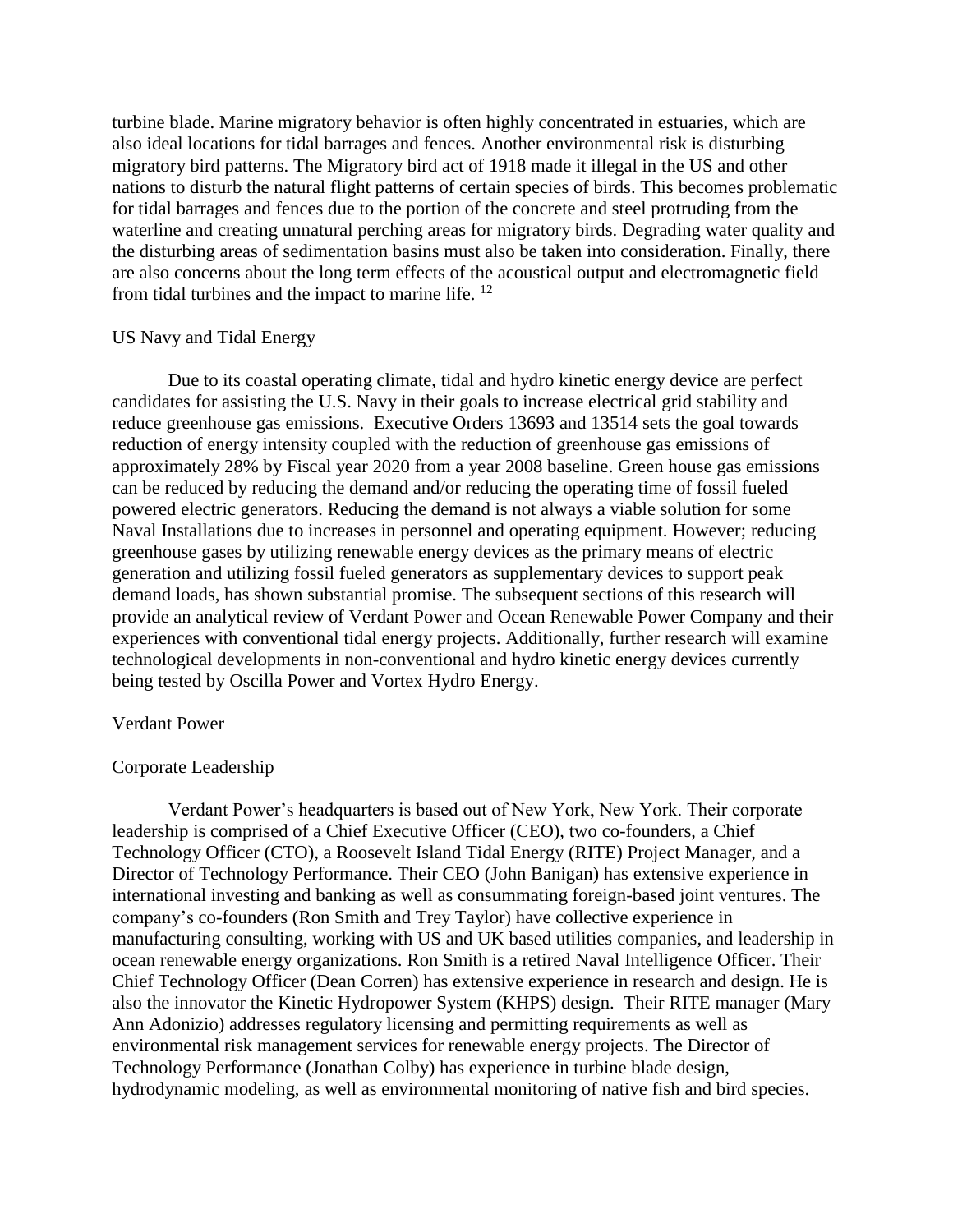turbine blade. Marine migratory behavior is often highly concentrated in estuaries, which are also ideal locations for tidal barrages and fences. Another environmental risk is disturbing migratory bird patterns. The Migratory bird act of 1918 made it illegal in the US and other nations to disturb the natural flight patterns of certain species of birds. This becomes problematic for tidal barrages and fences due to the portion of the concrete and steel protruding from the waterline and creating unnatural perching areas for migratory birds. Degrading water quality and the disturbing areas of sedimentation basins must also be taken into consideration. Finally, there are also concerns about the long term effects of the acoustical output and electromagnetic field from tidal turbines and the impact to marine life. [12]

## US Navy and Tidal Energy

Due to its coastal operating climate, tidal and hydro kinetic energy device are perfect candidates for assisting the U.S. Navy in their goals to increase electrical grid stability and reduce greenhouse gas emissions. Executive Orders 13693 and 13514 sets the goal towards reduction of energy intensity coupled with the reduction of greenhouse gas emissions of approximately 28% by Fiscal year 2020 from a year 2008 baseline. Green house gas emissions can be reduced by reducing the demand and/or reducing the operating time of fossil fueled powered electric generators. Reducing the demand is not always a viable solution for some Naval Installations due to increases in personnel and operating equipment. However; reducing greenhouse gases by utilizing renewable energy devices as the primary means of electric generation and utilizing fossil fueled generators as supplementary devices to support peak demand loads, has shown substantial promise. The subsequent sections of this research will provide an analytical review of Verdant Power and Ocean Renewable Power Company and their experiences with conventional tidal energy projects. Additionally, further research will examine technological developments in non-conventional and hydro kinetic energy devices currently being tested by Oscilla Power and Vortex Hydro Energy.

## Verdant Power

### Corporate Leadership

Verdant Power's headquarters is based out of New York, New York. Their corporate leadership is comprised of a Chief Executive Officer (CEO), two co-founders, a Chief Technology Officer (CTO), a Roosevelt Island Tidal Energy (RITE) Project Manager, and a Director of Technology Performance. Their CEO (John Banigan) has extensive experience in international investing and banking as well as consummating foreign-based joint ventures. The company's co-founders (Ron Smith and Trey Taylor) have collective experience in manufacturing consulting, working with US and UK based utilities companies, and leadership in ocean renewable energy organizations. Ron Smith is a retired Naval Intelligence Officer. Their Chief Technology Officer (Dean Corren) has extensive experience in research and design. He is also the innovator the Kinetic Hydropower System (KHPS) design. Their RITE manager (Mary Ann Adonizio) addresses regulatory licensing and permitting requirements as well as environmental risk management services for renewable energy projects. The Director of Technology Performance (Jonathan Colby) has experience in turbine blade design, hydrodynamic modeling, as well as environmental monitoring of native fish and bird species.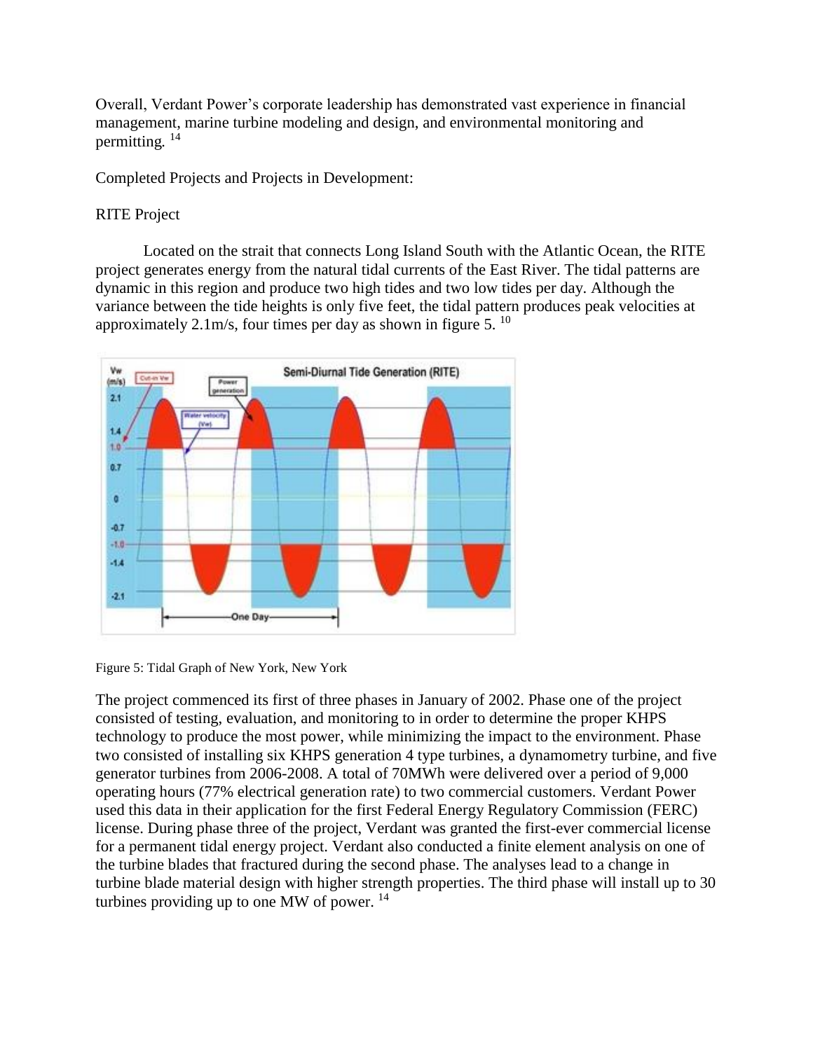Overall, Verdant Power's corporate leadership has demonstrated vast experience in financial management, marine turbine modeling and design, and environmental monitoring and permitting. [14]

Completed Projects and Projects in Development:

RITE Project

Located on the strait that connects Long Island South with the Atlantic Ocean, the RITE project generates energy from the natural tidal currents of the East River. The tidal patterns are dynamic in this region and produce two high tides and two low tides per day. Although the variance between the tide heights is only five feet, the tidal pattern produces peak velocities at approximately 2.1m/s, four times per day as shown in figure 5. [10]

Figure 5: Tidal Graph of New York, New York

The project commenced its first of three phases in January of 2002. Phase one of the project consisted of testing, evaluation, and monitoring to in order to determine the proper KHPS technology to produce the most power, while minimizing the impact to the environment. Phase two consisted of installing six KHPS generation 4 type turbines, a dynamometry turbine, and five generator turbines from 2006-2008. A total of 70MWh were delivered over a period of 9,000 operating hours (77% electrical generation rate) to two commercial customers. Verdant Power used this data in their application for the first Federal Energy Regulatory Commission (FERC) license. During phase three of the project, Verdant was granted the first-ever commercial license for a permanent tidal energy project. Verdant also conducted a finite element analysis on one of the turbine blades that fractured during the second phase. The analyses lead to a change in turbine blade material design with higher strength properties. The third phase will install up to 30 turbines providing up to one MW of power. [14]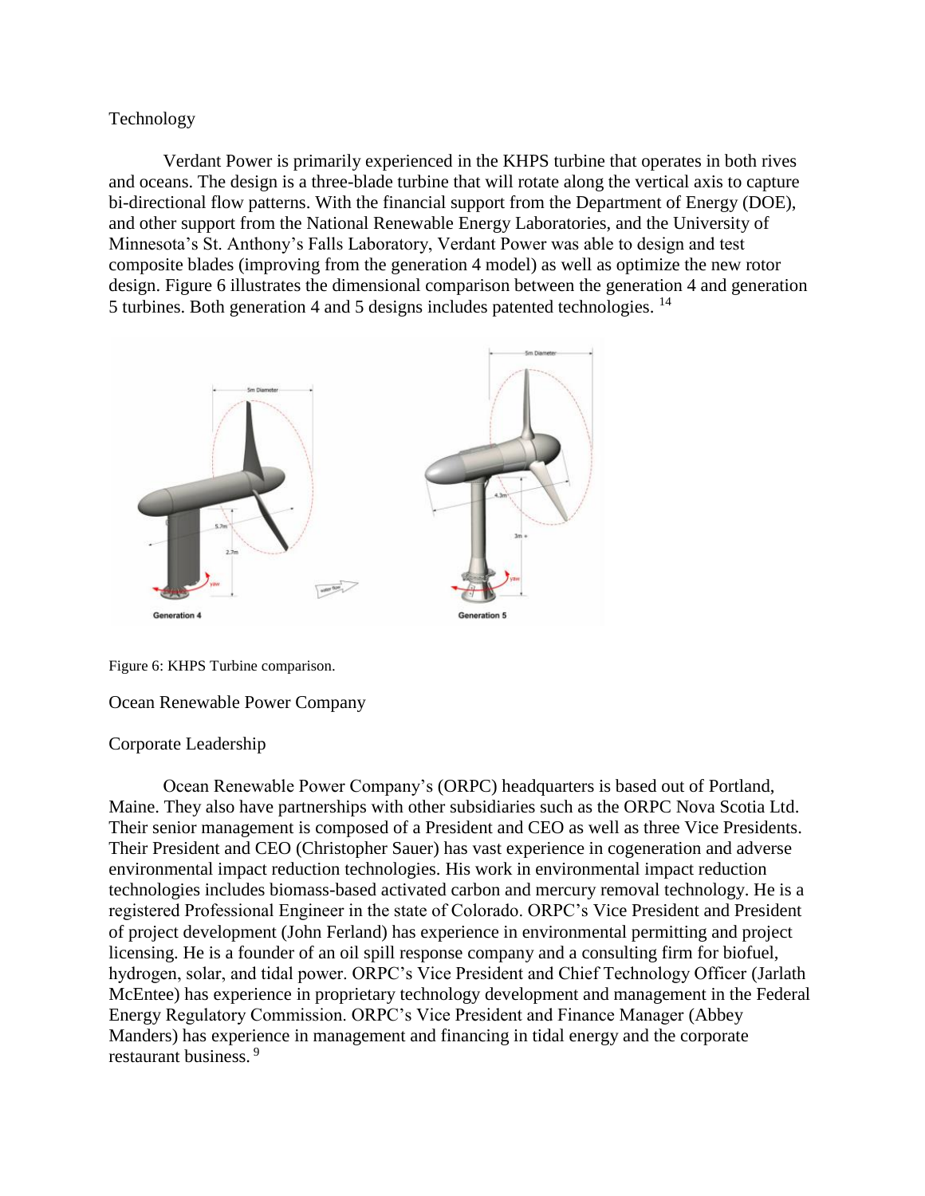Technology

Verdant Power is primarily experienced in the KHPS turbine that operates in both rives and oceans. The design is a three-blade turbine that will rotate along the vertical axis to capture bi-directional flow patterns. With the financial support from the Department of Energy (DOE), and other support from the National Renewable Energy Laboratories, and the University of Minnesota's St. Anthony's Falls Laboratory, Verdant Power was able to design and test composite blades (improving from the generation 4 model) as well as optimize the new rotor design. Figure 6 illustrates the dimensional comparison between the generation 4 and generation 5 turbines. Both generation 4 and 5 designs includes patented technologies. [14]

Figure 6: KHPS Turbine comparison.

Ocean Renewable Power Company

Corporate Leadership

Ocean Renewable Power Company's (ORPC) headquarters is based out of Portland, Maine. They also have partnerships with other subsidiaries such as the ORPC Nova Scotia Ltd. Their senior management is composed of a President and CEO as well as three Vice Presidents. Their President and CEO (Christopher Sauer) has vast experience in cogeneration and adverse environmental impact reduction technologies. His work in environmental impact reduction technologies includes biomass-based activated carbon and mercury removal technology. He is a registered Professional Engineer in the state of Colorado. ORPC's Vice President and President of project development (John Ferland) has experience in environmental permitting and project licensing. He is a founder of an oil spill response company and a consulting firm for biofuel, hydrogen, solar, and tidal power. ORPC's Vice President and Chief Technology Officer (Jarlath McEntee) has experience in proprietary technology development and management in the Federal Energy Regulatory Commission. ORPC's Vice President and Finance Manager (Abbey Manders) has experience in management and financing in tidal energy and the corporate restaurant business. [9]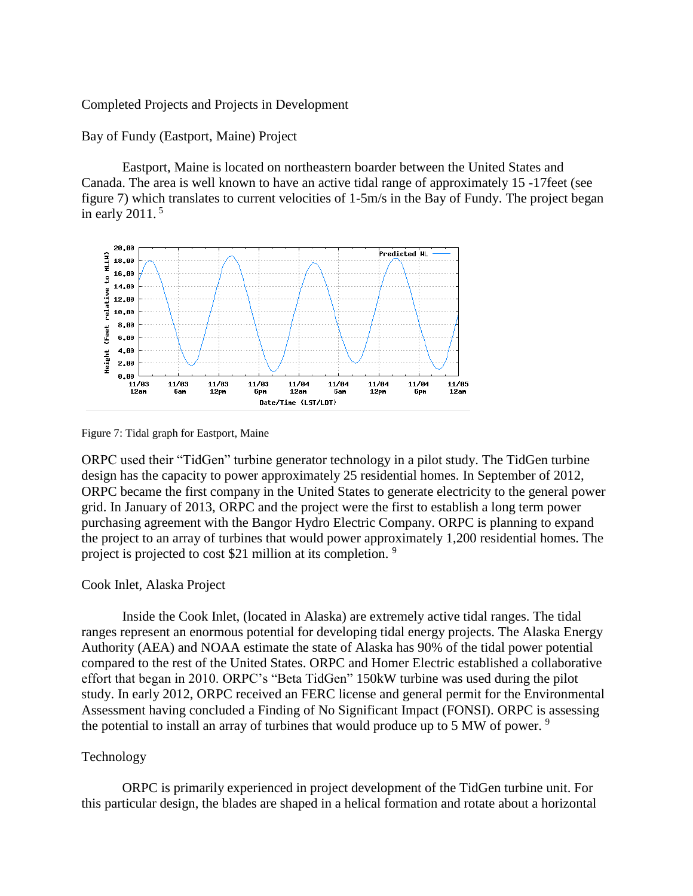Completed Projects and Projects in Development

Bay of Fundy (Eastport, Maine) Project

Eastport, Maine is located on northeastern boarder between the United States and Canada. The area is well known to have an active tidal range of approximately 15 -17feet (see figure 7) which translates to current velocities of 1-5m/s in the Bay of Fundy. The project began in early 2011. [5]

Figure 7: Tidal graph for Eastport, Maine

ORPC used their "TidGen" turbine generator technology in a pilot study. The TidGen turbine design has the capacity to power approximately 25 residential homes. In September of 2012, ORPC became the first company in the United States to generate electricity to the general power grid. In January of 2013, ORPC and the project were the first to establish a long term power purchasing agreement with the Bangor Hydro Electric Company. ORPC is planning to expand the project to an array of turbines that would power approximately 1,200 residential homes. The project is projected to cost $21 million at its completion. [9]

Cook Inlet, Alaska Project

Inside the Cook Inlet, (located in Alaska) are extremely active tidal ranges. The tidal ranges represent an enormous potential for developing tidal energy projects. The Alaska Energy Authority (AEA) and NOAA estimate the state of Alaska has 90% of the tidal power potential compared to the rest of the United States. ORPC and Homer Electric established a collaborative effort that began in 2010. ORPC's "Beta TidGen" 150kW turbine was used during the pilot study. In early 2012, ORPC received an FERC license and general permit for the Environmental Assessment having concluded a Finding of No Significant Impact (FONSI). ORPC is assessing the potential to install an array of turbines that would produce up to 5 MW of power. [9]

Technology

ORPC is primarily experienced in project development of the TidGen turbine unit. For this particular design, the blades are shaped in a helical formation and rotate about a horizontal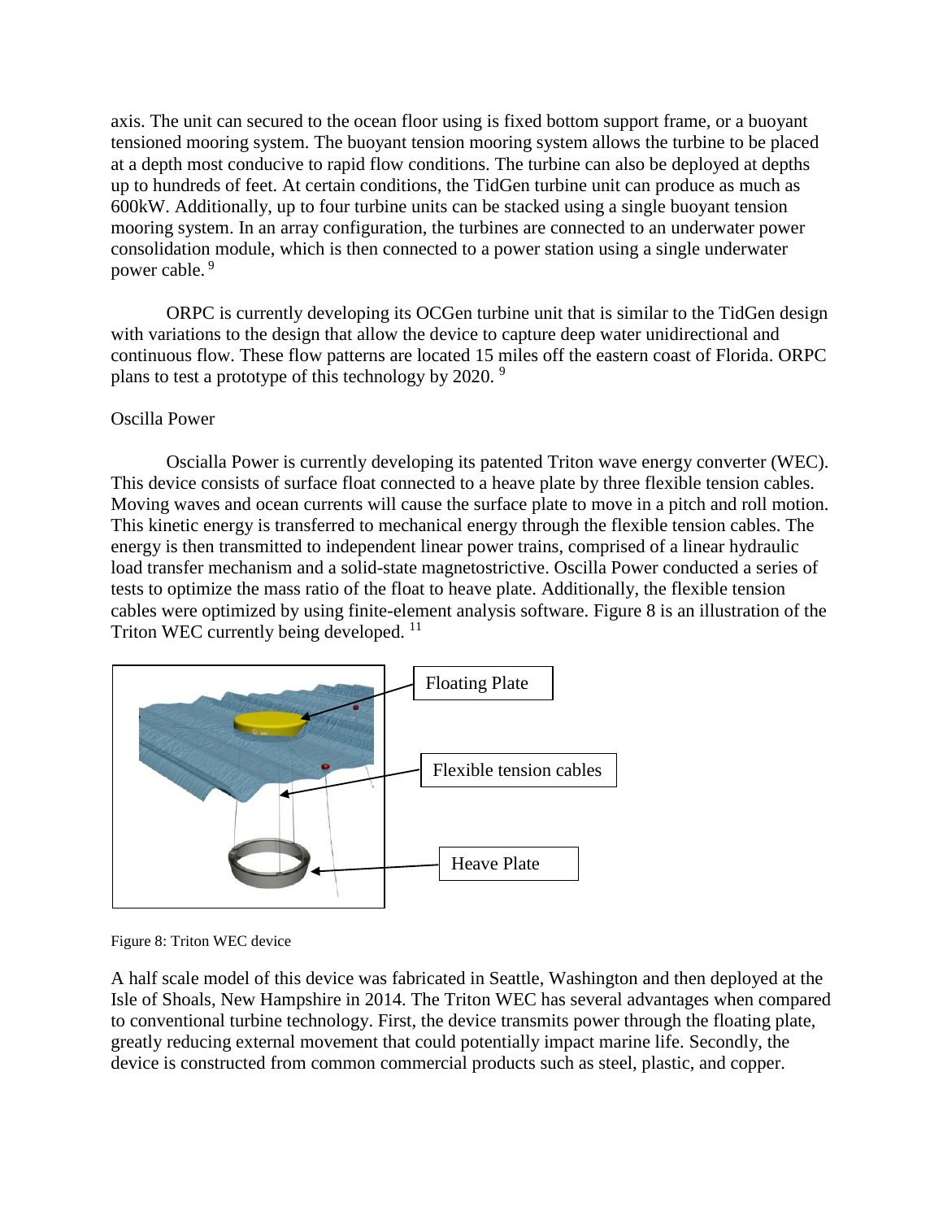axis. The unit can secured to the ocean floor using is fixed bottom support frame, or a buoyant tensioned mooring system. The buoyant tension mooring system allows the turbine to be placed at a depth most conducive to rapid flow conditions. The turbine can also be deployed at depths up to hundreds of feet. At certain conditions, the TidGen turbine unit can produce as much as 600kW. Additionally, up to four turbine units can be stacked using a single buoyant tension mooring system. In an array configuration, the turbines are connected to an underwater power consolidation module, which is then connected to a power station using a single underwater power cable. [9]

ORPC is currently developing its OCGen turbine unit that is similar to the TidGen design with variations to the design that allow the device to capture deep water unidirectional and continuous flow. These flow patterns are located 15 miles off the eastern coast of Florida. ORPC plans to test a prototype of this technology by 2020. [9]

Oscilla Power

Oscialla Power is currently developing its patented Triton wave energy converter (WEC). This device consists of surface float connected to a heave plate by three flexible tension cables. Moving waves and ocean currents will cause the surface plate to move in a pitch and roll motion. This kinetic energy is transferred to mechanical energy through the flexible tension cables. The energy is then transmitted to independent linear power trains, comprised of a linear hydraulic load transfer mechanism and a solid-state magnetostrictive. Oscilla Power conducted a series of tests to optimize the mass ratio of the float to heave plate. Additionally, the flexible tension cables were optimized by using finite-element analysis software. Figure 8 is an illustration of the Triton WEC currently being developed. [11]

Floating Plate

Flexible tension cables

Heave Plate

Figure 8: Triton WEC device

A half scale model of this device was fabricated in Seattle, Washington and then deployed at the Isle of Shoals, New Hampshire in 2014. The Triton WEC has several advantages when compared to conventional turbine technology. First, the device transmits power through the floating plate, greatly reducing external movement that could potentially impact marine life. Secondly, the device is constructed from common commercial products such as steel, plastic, and copper.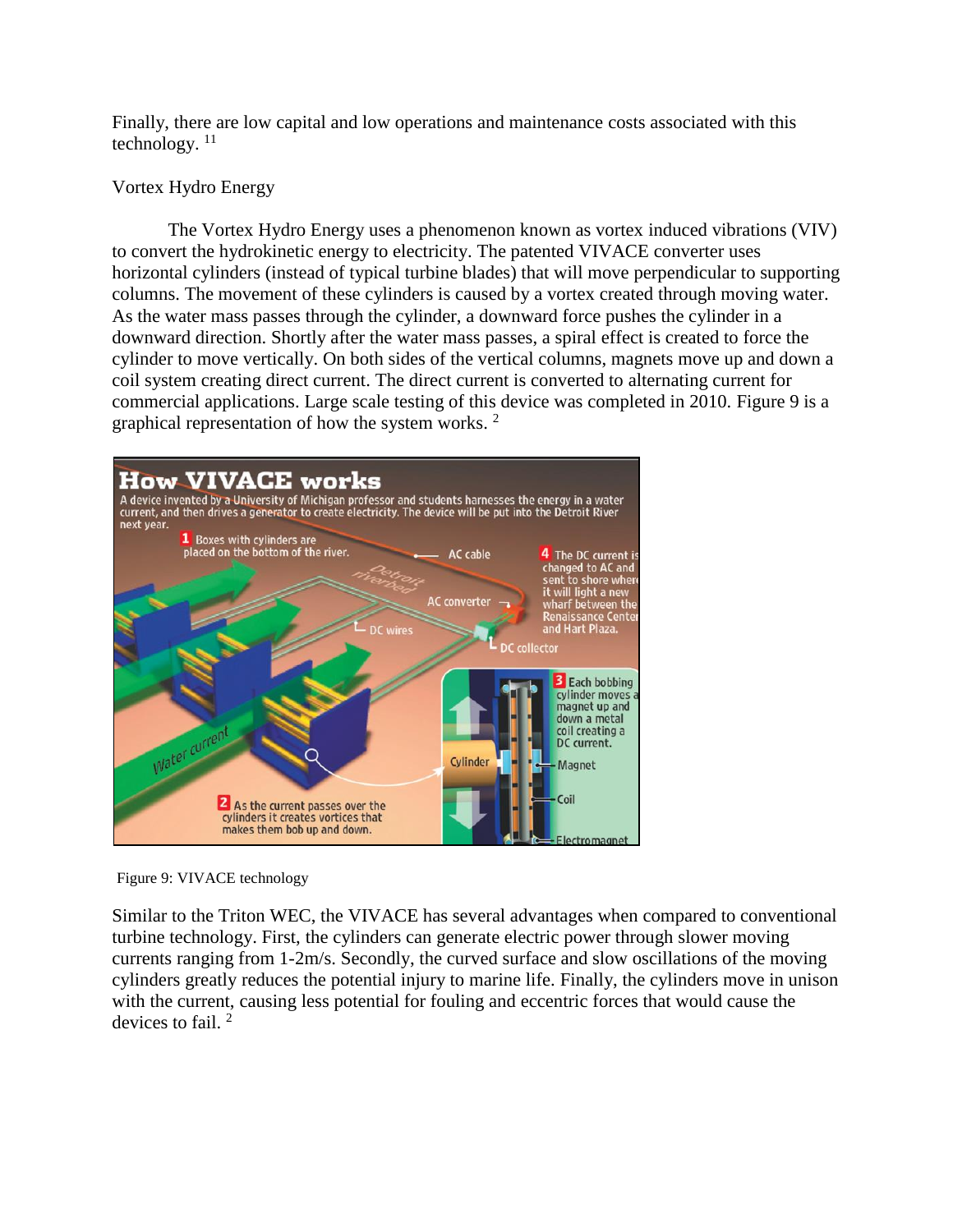Finally, there are low capital and low operations and maintenance costs associated with this technology. [11]

## Vortex Hydro Energy

The Vortex Hydro Energy uses a phenomenon known as vortex induced vibrations (VIV) to convert the hydrokinetic energy to electricity. The patented VIVACE converter uses horizontal cylinders (instead of typical turbine blades) that will move perpendicular to supporting columns. The movement of these cylinders is caused by a vortex created through moving water. As the water mass passes through the cylinder, a downward force pushes the cylinder in a downward direction. Shortly after the water mass passes, a spiral effect is created to force the cylinder to move vertically. On both sides of the vertical columns, magnets move up and down a coil system creating direct current. The direct current is converted to alternating current for commercial applications. Large scale testing of this device was completed in 2010. Figure 9 is a graphical representation of how the system works. [2]

Figure 9: VIVACE technology

Similar to the Triton WEC, the VIVACE has several advantages when compared to conventional turbine technology. First, the cylinders can generate electric power through slower moving currents ranging from 1-2m/s. Secondly, the curved surface and slow oscillations of the moving cylinders greatly reduces the potential injury to marine life. Finally, the cylinders move in unison with the current, causing less potential for fouling and eccentric forces that would cause the devices to fail. [2]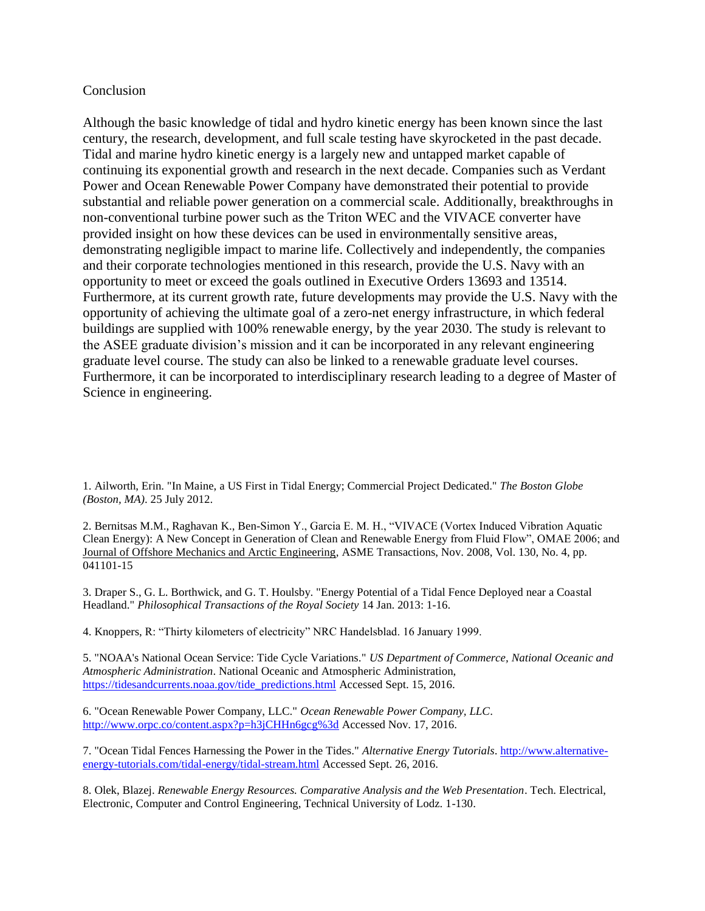## Conclusion

Although the basic knowledge of tidal and hydro kinetic energy has been known since the last century, the research, development, and full scale testing have skyrocketed in the past decade. Tidal and marine hydro kinetic energy is a largely new and untapped market capable of continuing its exponential growth and research in the next decade. Companies such as Verdant Power and Ocean Renewable Power Company have demonstrated their potential to provide substantial and reliable power generation on a commercial scale. Additionally, breakthroughs in non-conventional turbine power such as the Triton WEC and the VIVACE converter have provided insight on how these devices can be used in environmentally sensitive areas, demonstrating negligible impact to marine life. Collectively and independently, the companies and their corporate technologies mentioned in this research, provide the U.S. Navy with an opportunity to meet or exceed the goals outlined in Executive Orders 13693 and 13514. Furthermore, at its current growth rate, future developments may provide the U.S. Navy with the opportunity of achieving the ultimate goal of a zero-net energy infrastructure, in which federal buildings are supplied with 100% renewable energy, by the year 2030. The study is relevant to the ASEE graduate division's mission and it can be incorporated in any relevant engineering graduate level course. The study can also be linked to a renewable graduate level courses. Furthermore, it can be incorporated to interdisciplinary research leading to a degree of Master of Science in engineering.

1. Ailworth, Erin. "In Maine, a US First in Tidal Energy; Commercial Project Dedicated." *The Boston Globe (Boston, MA)*. 25 July 2012.

2. Bernitsas M.M., Raghavan K., Ben-Simon Y., Garcia E. M. H., "VIVACE (Vortex Induced Vibration Aquatic Clean Energy): A New Concept in Generation of Clean and Renewable Energy from Fluid Flow", OMAE 2006; and Journal of Offshore Mechanics and Arctic Engineering, ASME Transactions, Nov. 2008, Vol. 130, No. 4, pp. 041101-15

3. Draper S., G. L. Borthwick, and G. T. Houlsby. "Energy Potential of a Tidal Fence Deployed near a Coastal Headland." *Philosophical Transactions of the Royal Society* 14 Jan. 2013: 1-16.

4. Knoppers, R: "Thirty kilometers of electricity" NRC Handelsblad. 16 January 1999.

5. "NOAA's National Ocean Service: Tide Cycle Variations." *US Department of Commerce, National Oceanic and Atmospheric Administration*. National Oceanic and Atmospheric Administration, https://tidesandcurrents.noaa.gov/tide_predictions.html Accessed Sept. 15, 2016.

6. "Ocean Renewable Power Company, LLC." *Ocean Renewable Power Company, LLC*. http://www.orpc.co/content.aspx?p=h3jCHHn6gcg%3d Accessed Nov. 17, 2016.

7. "Ocean Tidal Fences Harnessing the Power in the Tides." *Alternative Energy Tutorials*. http://www.alternative-energy-tutorials.com/tidal-energy/tidal-stream.html Accessed Sept. 26, 2016.

8. Olek, Blazej. *Renewable Energy Resources. Comparative Analysis and the Web Presentation*. Tech. Electrical, Electronic, Computer and Control Engineering, Technical University of Lodz. 1-130.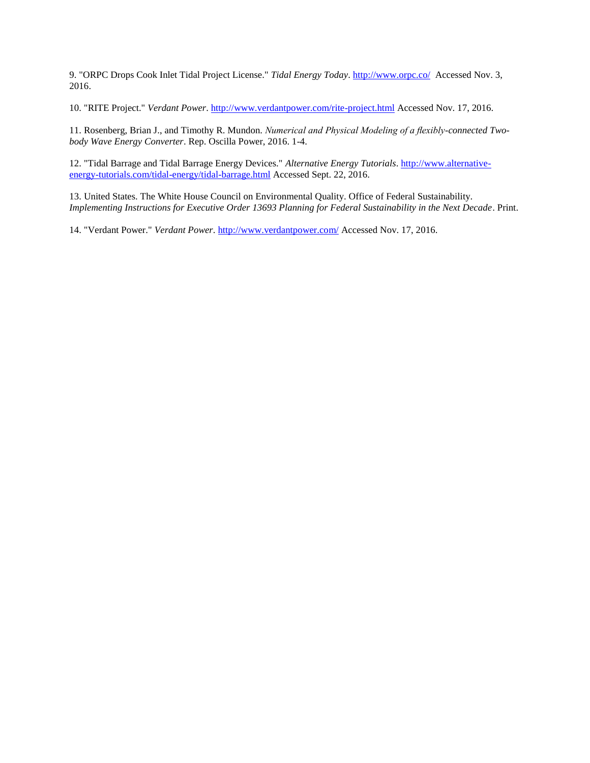9. "ORPC Drops Cook Inlet Tidal Project License." *Tidal Energy Today*. http://www.orpc.co/ Accessed Nov. 3, 2016.

10. "RITE Project." *Verdant Power*. http://www.verdantpower.com/rite-project.html Accessed Nov. 17, 2016.

11. Rosenberg, Brian J., and Timothy R. Mundon. *Numerical and Physical Modeling of a flexibly-connected Two-body Wave Energy Converter*. Rep. Oscilla Power, 2016. 1-4.

12. "Tidal Barrage and Tidal Barrage Energy Devices." *Alternative Energy Tutorials*. http://www.alternative-energy-tutorials.com/tidal-energy/tidal-barrage.html Accessed Sept. 22, 2016.

13. United States. The White House Council on Environmental Quality. Office of Federal Sustainability. *Implementing Instructions for Executive Order 13693 Planning for Federal Sustainability in the Next Decade*. Print.

14. "Verdant Power." *Verdant Power*. http://www.verdantpower.com/ Accessed Nov. 17, 2016.